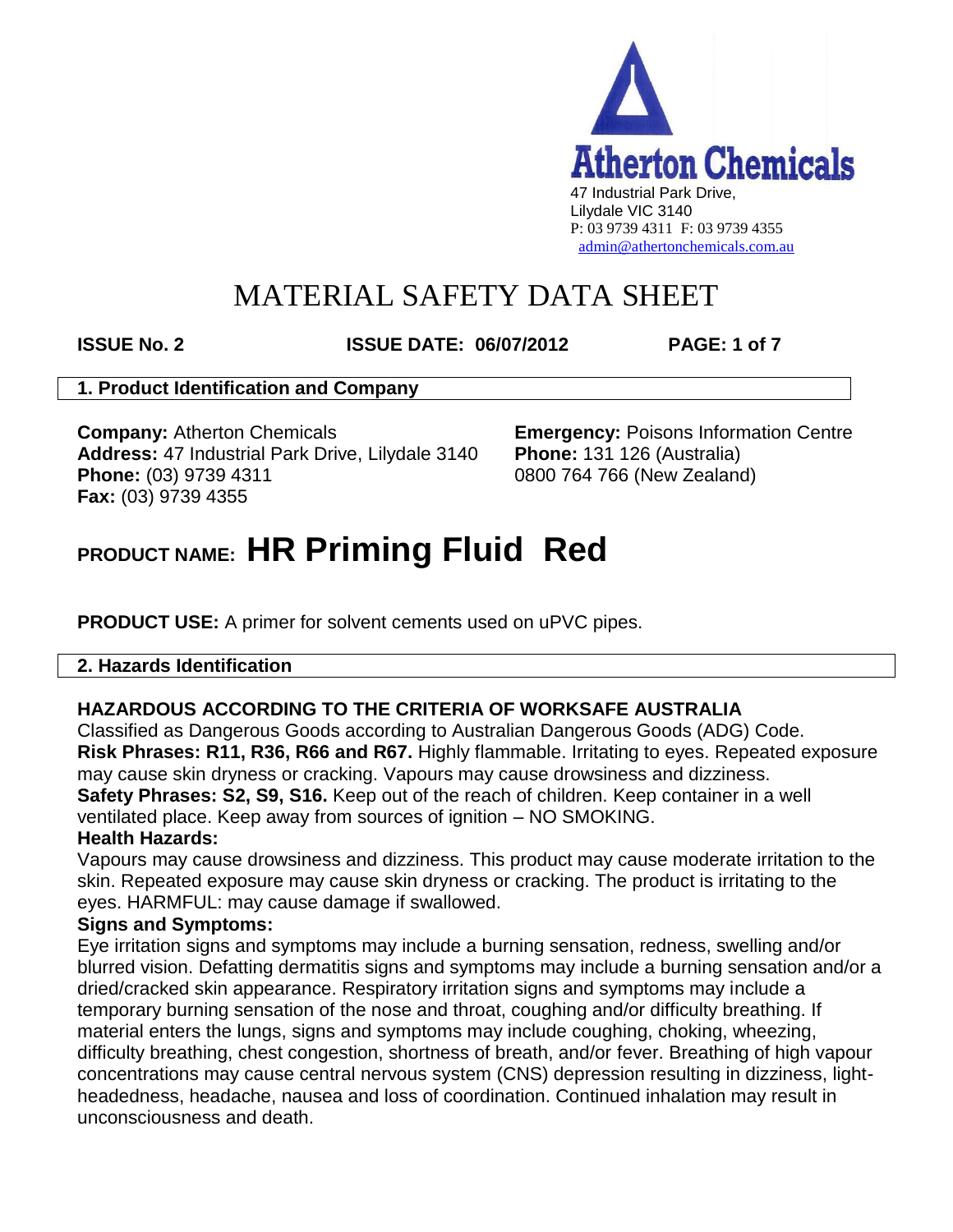**Atherton Chemicals**
47 Industrial Park Drive,
Lilydale VIC 3140
P: 03 9739 4311 F: 03 9739 4355
admin@athertonchemicals.com.au

# MATERIAL SAFETY DATA SHEET

**ISSUE No. 2** **ISSUE DATE: 06/07/2012** **PAGE: 1 of 7**

## 1. Product Identification and Company

**Company:** Atherton Chemicals
**Address:** 47 Industrial Park Drive, Lilydale 3140
**Phone:** (03) 9739 4311
**Fax:** (03) 9739 4355

**Emergency:** Poisons Information Centre
**Phone:** 131 126 (Australia)
0800 764 766 (New Zealand)

# PRODUCT NAME: HR Priming Fluid Red

**PRODUCT USE:** A primer for solvent cements used on uPVC pipes.

## 2. Hazards Identification

**HAZARDOUS ACCORDING TO THE CRITERIA OF WORKSAFE AUSTRALIA**

Classified as Dangerous Goods according to Australian Dangerous Goods (ADG) Code.

**Risk Phrases: R11, R36, R66 and R67.** Highly flammable. Irritating to eyes. Repeated exposure may cause skin dryness or cracking. Vapours may cause drowsiness and dizziness.

**Safety Phrases: S2, S9, S16.** Keep out of the reach of children. Keep container in a well ventilated place. Keep away from sources of ignition – NO SMOKING.

**Health Hazards:**

Vapours may cause drowsiness and dizziness. This product may cause moderate irritation to the skin. Repeated exposure may cause skin dryness or cracking. The product is irritating to the eyes. HARMFUL: may cause damage if swallowed.

**Signs and Symptoms:**

Eye irritation signs and symptoms may include a burning sensation, redness, swelling and/or blurred vision. Defatting dermatitis signs and symptoms may include a burning sensation and/or a dried/cracked skin appearance. Respiratory irritation signs and symptoms may include a temporary burning sensation of the nose and throat, coughing and/or difficulty breathing. If material enters the lungs, signs and symptoms may include coughing, choking, wheezing, difficulty breathing, chest congestion, shortness of breath, and/or fever. Breathing of high vapour concentrations may cause central nervous system (CNS) depression resulting in dizziness, light-headedness, headache, nausea and loss of coordination. Continued inhalation may result in unconsciousness and death.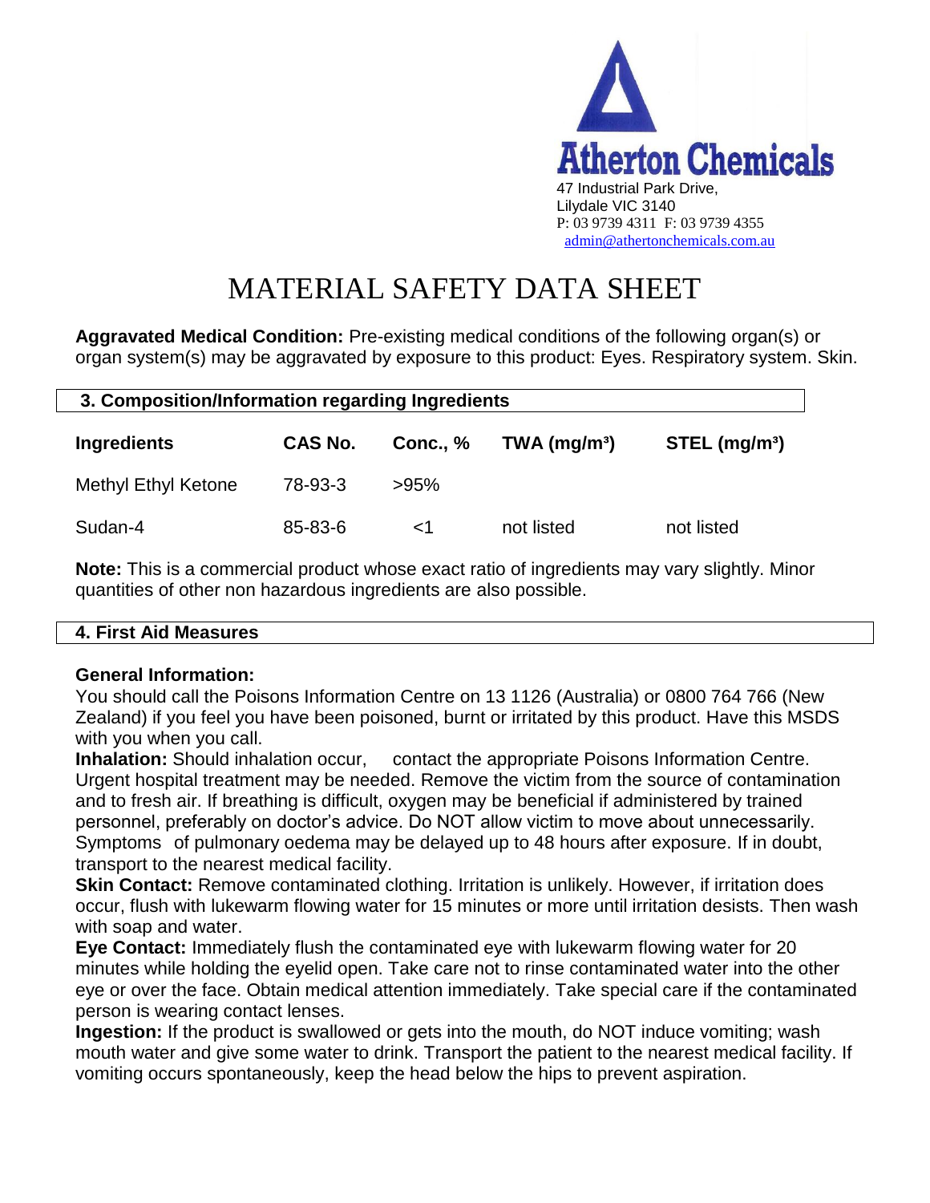Atherton Chemicals
47 Industrial Park Drive,
Lilydale VIC 3140
P: 03 9739 4311 F: 03 9739 4355
admin@athertonchemicals.com.au

# MATERIAL SAFETY DATA SHEET

**Aggravated Medical Condition:** Pre-existing medical conditions of the following organ(s) or organ system(s) may be aggravated by exposure to this product: Eyes. Respiratory system. Skin.

## 3. Composition/Information regarding Ingredients

| Ingredients | CAS No. | Conc., % | TWA (mg/m³) | STEL (mg/m³) |
|---|---|---|---|---|
| Methyl Ethyl Ketone | 78-93-3 | >95% | | |
| Sudan-4 | 85-83-6 | <1 | not listed | not listed |

**Note:** This is a commercial product whose exact ratio of ingredients may vary slightly. Minor quantities of other non hazardous ingredients are also possible.

## 4. First Aid Measures

**General Information:**
You should call the Poisons Information Centre on 13 1126 (Australia) or 0800 764 766 (New Zealand) if you feel you have been poisoned, burnt or irritated by this product. Have this MSDS with you when you call.

**Inhalation:** Should inhalation occur, contact the appropriate Poisons Information Centre. Urgent hospital treatment may be needed. Remove the victim from the source of contamination and to fresh air. If breathing is difficult, oxygen may be beneficial if administered by trained personnel, preferably on doctor's advice. Do NOT allow victim to move about unnecessarily. Symptoms of pulmonary oedema may be delayed up to 48 hours after exposure. If in doubt, transport to the nearest medical facility.

**Skin Contact:** Remove contaminated clothing. Irritation is unlikely. However, if irritation does occur, flush with lukewarm flowing water for 15 minutes or more until irritation desists. Then wash with soap and water.

**Eye Contact:** Immediately flush the contaminated eye with lukewarm flowing water for 20 minutes while holding the eyelid open. Take care not to rinse contaminated water into the other eye or over the face. Obtain medical attention immediately. Take special care if the contaminated person is wearing contact lenses.

**Ingestion:** If the product is swallowed or gets into the mouth, do NOT induce vomiting; wash mouth water and give some water to drink. Transport the patient to the nearest medical facility. If vomiting occurs spontaneously, keep the head below the hips to prevent aspiration.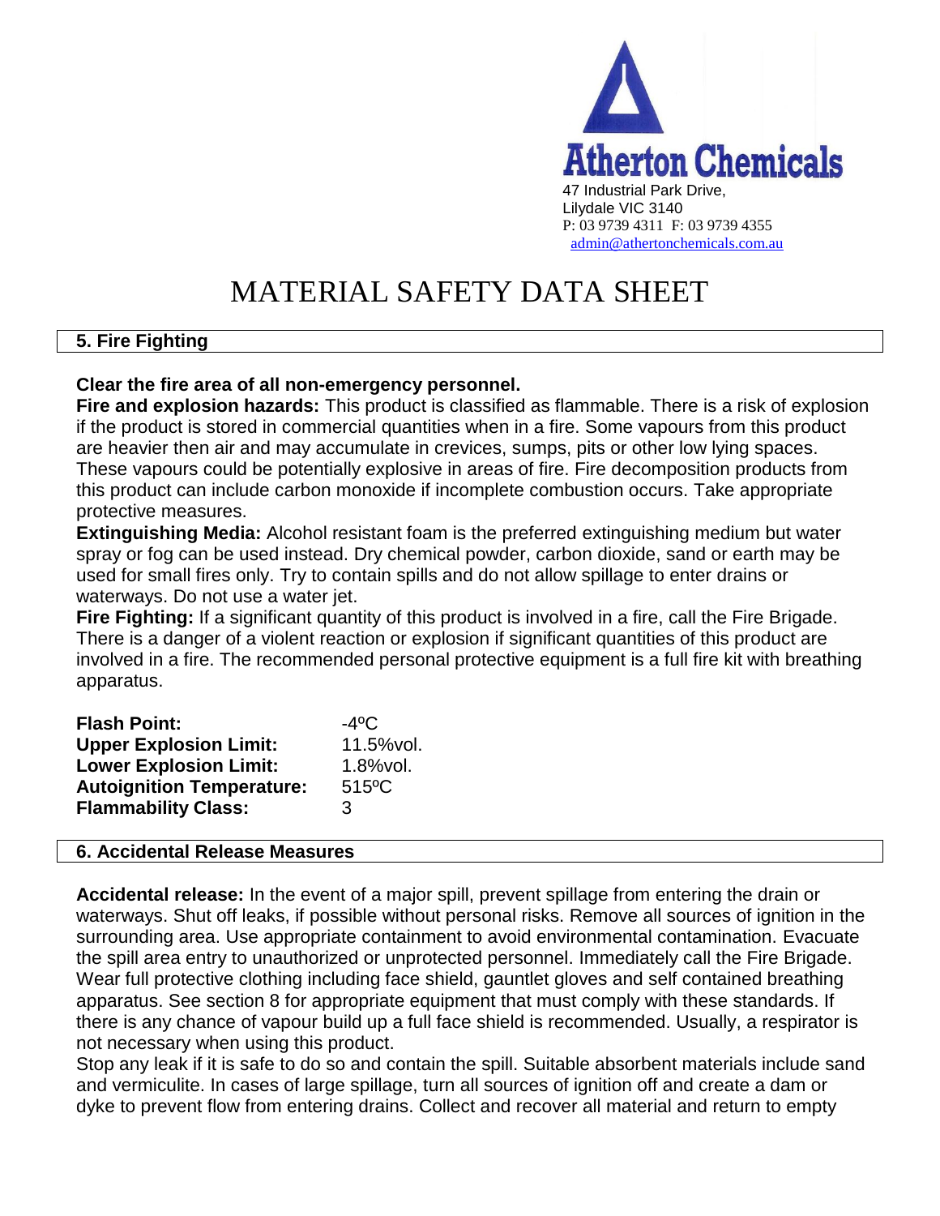Atherton Chemicals
47 Industrial Park Drive,
Lilydale VIC 3140
P: 03 9739 4311 F: 03 9739 4355
admin@athertonchemicals.com.au

# MATERIAL SAFETY DATA SHEET

## 5. Fire Fighting

**Clear the fire area of all non-emergency personnel.**

**Fire and explosion hazards:** This product is classified as flammable. There is a risk of explosion if the product is stored in commercial quantities when in a fire. Some vapours from this product are heavier then air and may accumulate in crevices, sumps, pits or other low lying spaces. These vapours could be potentially explosive in areas of fire. Fire decomposition products from this product can include carbon monoxide if incomplete combustion occurs. Take appropriate protective measures.

**Extinguishing Media:** Alcohol resistant foam is the preferred extinguishing medium but water spray or fog can be used instead. Dry chemical powder, carbon dioxide, sand or earth may be used for small fires only. Try to contain spills and do not allow spillage to enter drains or waterways. Do not use a water jet.

**Fire Fighting:** If a significant quantity of this product is involved in a fire, call the Fire Brigade. There is a danger of a violent reaction or explosion if significant quantities of this product are involved in a fire. The recommended personal protective equipment is a full fire kit with breathing apparatus.

| | |
|---|---|
| **Flash Point:** | -4ºC |
| **Upper Explosion Limit:** | 11.5%vol. |
| **Lower Explosion Limit:** | 1.8%vol. |
| **Autoignition Temperature:** | 515ºC |
| **Flammability Class:** | 3 |

## 6. Accidental Release Measures

**Accidental release:** In the event of a major spill, prevent spillage from entering the drain or waterways. Shut off leaks, if possible without personal risks. Remove all sources of ignition in the surrounding area. Use appropriate containment to avoid environmental contamination. Evacuate the spill area entry to unauthorized or unprotected personnel. Immediately call the Fire Brigade. Wear full protective clothing including face shield, gauntlet gloves and self contained breathing apparatus. See section 8 for appropriate equipment that must comply with these standards. If there is any chance of vapour build up a full face shield is recommended. Usually, a respirator is not necessary when using this product.

Stop any leak if it is safe to do so and contain the spill. Suitable absorbent materials include sand and vermiculite. In cases of large spillage, turn all sources of ignition off and create a dam or dyke to prevent flow from entering drains. Collect and recover all material and return to empty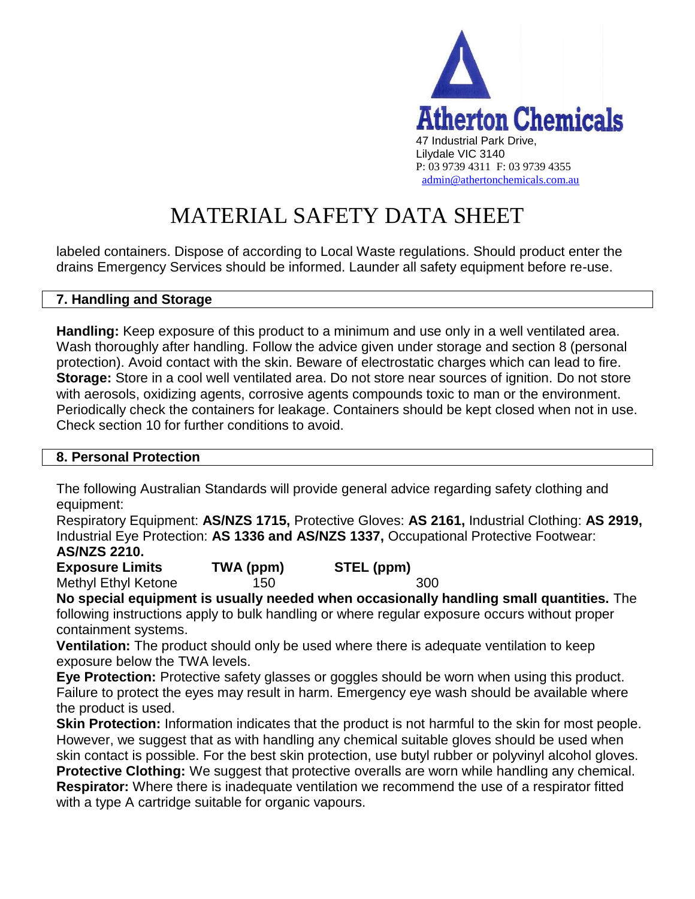labeled containers. Dispose of according to Local Waste regulations. Should product enter the drains Emergency Services should be informed. Launder all safety equipment before re-use.

## 7. Handling and Storage

**Handling:** Keep exposure of this product to a minimum and use only in a well ventilated area. Wash thoroughly after handling. Follow the advice given under storage and section 8 (personal protection). Avoid contact with the skin. Beware of electrostatic charges which can lead to fire.
**Storage:** Store in a cool well ventilated area. Do not store near sources of ignition. Do not store with aerosols, oxidizing agents, corrosive agents compounds toxic to man or the environment. Periodically check the containers for leakage. Containers should be kept closed when not in use. Check section 10 for further conditions to avoid.

## 8. Personal Protection

The following Australian Standards will provide general advice regarding safety clothing and equipment:
Respiratory Equipment: **AS/NZS 1715,** Protective Gloves: **AS 2161,** Industrial Clothing: **AS 2919,** Industrial Eye Protection: **AS 1336 and AS/NZS 1337,** Occupational Protective Footwear: **AS/NZS 2210.**

| **Exposure Limits** | **TWA (ppm)** | **STEL (ppm)** |
|---|---|---|
| Methyl Ethyl Ketone | 150 | 300 |

**No special equipment is usually needed when occasionally handling small quantities.** The following instructions apply to bulk handling or where regular exposure occurs without proper containment systems.
**Ventilation:** The product should only be used where there is adequate ventilation to keep exposure below the TWA levels.
**Eye Protection:** Protective safety glasses or goggles should be worn when using this product. Failure to protect the eyes may result in harm. Emergency eye wash should be available where the product is used.
**Skin Protection:** Information indicates that the product is not harmful to the skin for most people. However, we suggest that as with handling any chemical suitable gloves should be used when skin contact is possible. For the best skin protection, use butyl rubber or polyvinyl alcohol gloves.
**Protective Clothing:** We suggest that protective overalls are worn while handling any chemical.
**Respirator:** Where there is inadequate ventilation we recommend the use of a respirator fitted with a type A cartridge suitable for organic vapours.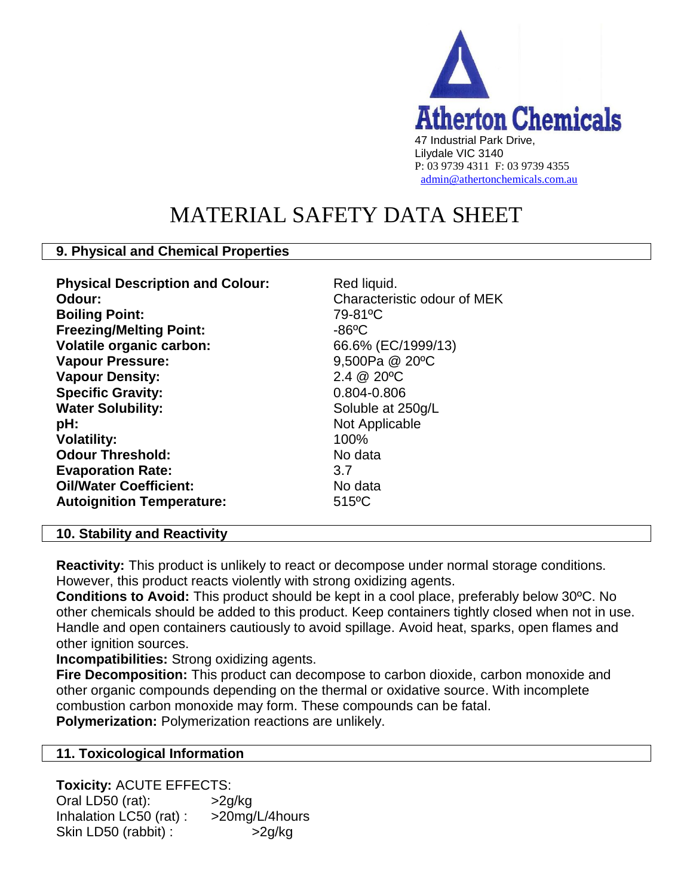**Atherton Chemicals**
47 Industrial Park Drive,
Lilydale VIC 3140
P: 03 9739 4311 F: 03 9739 4355
admin@athertonchemicals.com.au

# MATERIAL SAFETY DATA SHEET

## 9. Physical and Chemical Properties

| | |
|---|---|
| **Physical Description and Colour:** | Red liquid. |
| **Odour:** | Characteristic odour of MEK |
| **Boiling Point:** | 79-81ºC |
| **Freezing/Melting Point:** | -86ºC |
| **Volatile organic carbon:** | 66.6% (EC/1999/13) |
| **Vapour Pressure:** | 9,500Pa @ 20ºC |
| **Vapour Density:** | 2.4 @ 20ºC |
| **Specific Gravity:** | 0.804-0.806 |
| **Water Solubility:** | Soluble at 250g/L |
| **pH:** | Not Applicable |
| **Volatility:** | 100% |
| **Odour Threshold:** | No data |
| **Evaporation Rate:** | 3.7 |
| **Oil/Water Coefficient:** | No data |
| **Autoignition Temperature:** | 515ºC |

## 10. Stability and Reactivity

**Reactivity:** This product is unlikely to react or decompose under normal storage conditions. However, this product reacts violently with strong oxidizing agents.
**Conditions to Avoid:** This product should be kept in a cool place, preferably below 30ºC. No other chemicals should be added to this product. Keep containers tightly closed when not in use. Handle and open containers cautiously to avoid spillage. Avoid heat, sparks, open flames and other ignition sources.
**Incompatibilities:** Strong oxidizing agents.
**Fire Decomposition:** This product can decompose to carbon dioxide, carbon monoxide and other organic compounds depending on the thermal or oxidative source. With incomplete combustion carbon monoxide may form. These compounds can be fatal.
**Polymerization:** Polymerization reactions are unlikely.

## 11. Toxicological Information

**Toxicity:** ACUTE EFFECTS:

| | |
|---|---|
| Oral LD50 (rat): | >2g/kg |
| Inhalation LC50 (rat) : | >20mg/L/4hours |
| Skin LD50 (rabbit) : | >2g/kg |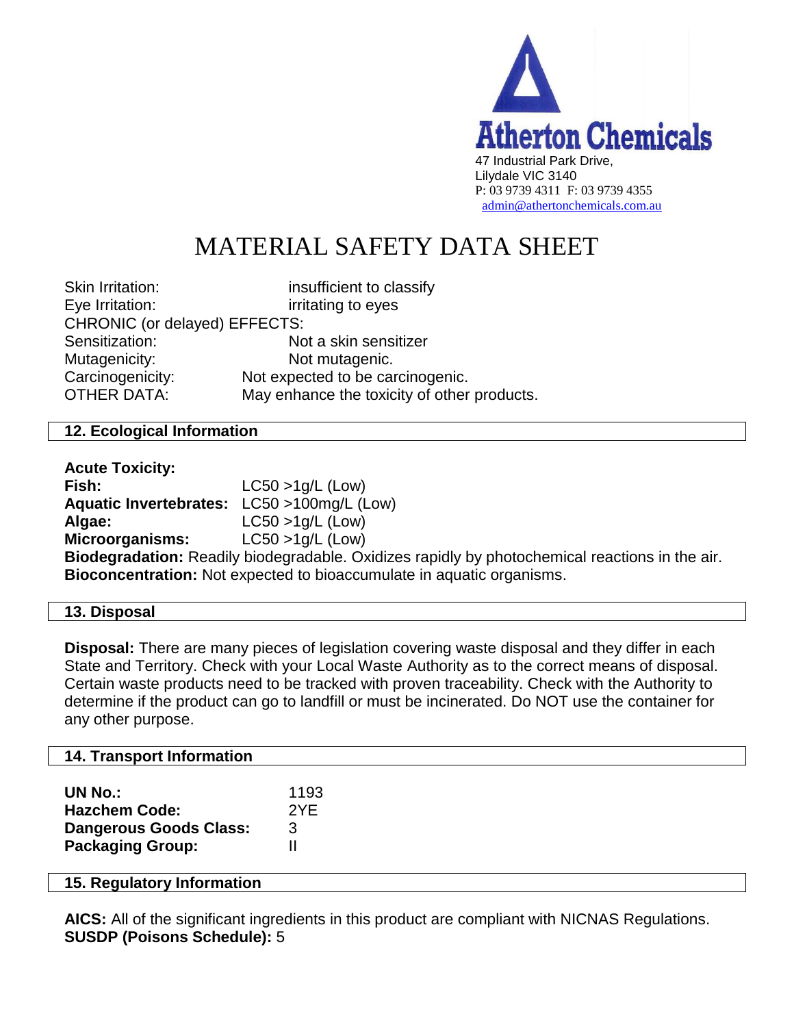**Atherton Chemicals**
47 Industrial Park Drive,
Lilydale VIC 3140
P: 03 9739 4311 F: 03 9739 4355
admin@athertonchemicals.com.au

# MATERIAL SAFETY DATA SHEET

Skin Irritation: insufficient to classify
Eye Irritation: irritating to eyes
CHRONIC (or delayed) EFFECTS:
Sensitization: Not a skin sensitizer
Mutagenicity: Not mutagenic.
Carcinogenicity: Not expected to be carcinogenic.
OTHER DATA: May enhance the toxicity of other products.

## 12. Ecological Information

**Acute Toxicity:**
**Fish:** LC50 >1g/L (Low)
**Aquatic Invertebrates:** LC50 >100mg/L (Low)
**Algae:** LC50 >1g/L (Low)
**Microorganisms:** LC50 >1g/L (Low)
**Biodegradation:** Readily biodegradable. Oxidizes rapidly by photochemical reactions in the air.
**Bioconcentration:** Not expected to bioaccumulate in aquatic organisms.

## 13. Disposal

**Disposal:** There are many pieces of legislation covering waste disposal and they differ in each State and Territory. Check with your Local Waste Authority as to the correct means of disposal. Certain waste products need to be tracked with proven traceability. Check with the Authority to determine if the product can go to landfill or must be incinerated. Do NOT use the container for any other purpose.

## 14. Transport Information

**UN No.:** 1193
**Hazchem Code:** 2YE
**Dangerous Goods Class:** 3
**Packaging Group:** II

## 15. Regulatory Information

**AICS:** All of the significant ingredients in this product are compliant with NICNAS Regulations.
**SUSDP (Poisons Schedule):** 5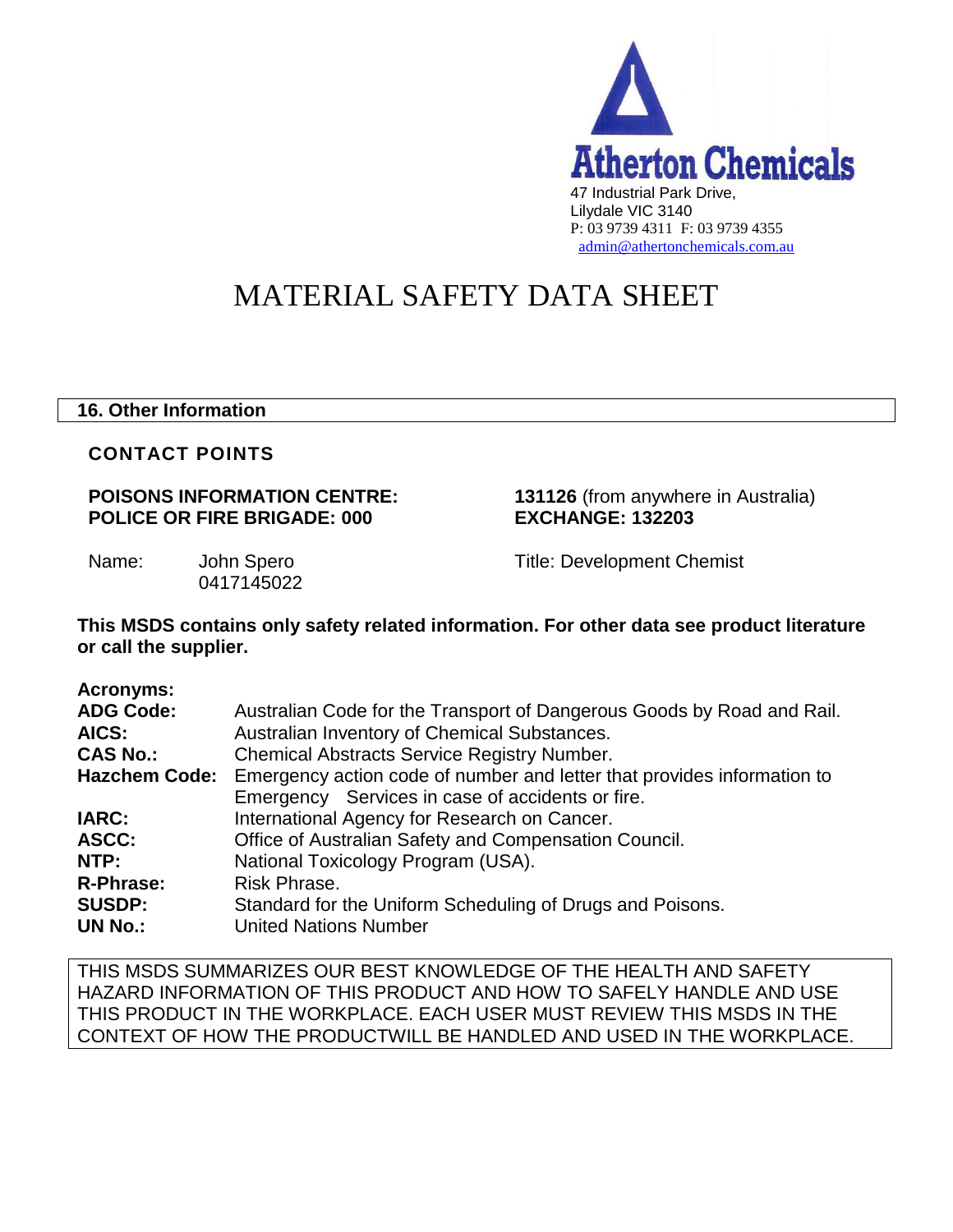**Atherton Chemicals**

47 Industrial Park Drive,
Lilydale VIC 3140
P: 03 9739 4311 F: 03 9739 4355
admin@athertonchemicals.com.au

# MATERIAL SAFETY DATA SHEET

## 16. Other Information

### CONTACT POINTS

**POISONS INFORMATION CENTRE:** **131126** (from anywhere in Australia)
**POLICE OR FIRE BRIGADE: 000** **EXCHANGE: 132203**

Name: John Spero
0417145022

Title: Development Chemist

**This MSDS contains only safety related information. For other data see product literature or call the supplier.**

| | |
|---|---|
| **Acronyms:** | |
| **ADG Code:** | Australian Code for the Transport of Dangerous Goods by Road and Rail. |
| **AICS:** | Australian Inventory of Chemical Substances. |
| **CAS No.:** | Chemical Abstracts Service Registry Number. |
| **Hazchem Code:** | Emergency action code of number and letter that provides information to Emergency Services in case of accidents or fire. |
| **IARC:** | International Agency for Research on Cancer. |
| **ASCC:** | Office of Australian Safety and Compensation Council. |
| **NTP:** | National Toxicology Program (USA). |
| **R-Phrase:** | Risk Phrase. |
| **SUSDP:** | Standard for the Uniform Scheduling of Drugs and Poisons. |
| **UN No.:** | United Nations Number |

THIS MSDS SUMMARIZES OUR BEST KNOWLEDGE OF THE HEALTH AND SAFETY HAZARD INFORMATION OF THIS PRODUCT AND HOW TO SAFELY HANDLE AND USE THIS PRODUCT IN THE WORKPLACE. EACH USER MUST REVIEW THIS MSDS IN THE CONTEXT OF HOW THE PRODUCTWILL BE HANDLED AND USED IN THE WORKPLACE.